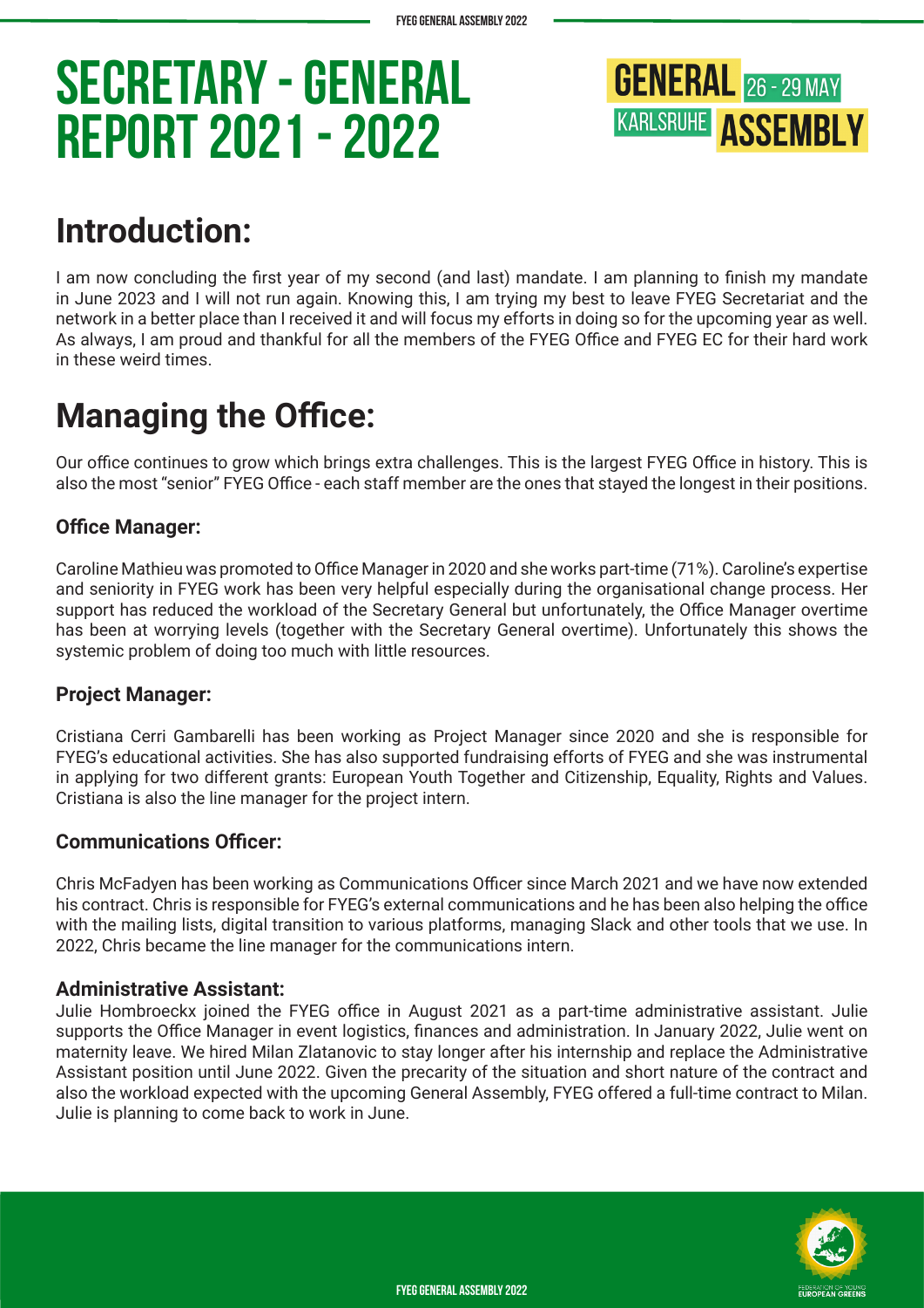# SECRETARY - GENERAL REPORT 2021 - 2022

GENERAL 26 - 29 MAY KARLSRUHE ASSEMBLY

## Introduction:

I am now concluding the first year of my second (and last) mandate. I am planning to finish my mandate in June 2023 and I will not run again. Knowing this, I am trying my best to leave FYEG Secretariat and the network in a better place than I received it and will focus my efforts in doing so for the upcoming year as well. As always, I am proud and thankful for all the members of the FYEG Office and FYEG EC for their hard work in these weird times.

## Managing the Office:

Our office continues to grow which brings extra challenges. This is the largest FYEG Office in history. This is also the most "senior" FYEG Office - each staff member are the ones that stayed the longest in their positions.

### Office Manager:

Caroline Mathieu was promoted to Office Manager in 2020 and she works part-time (71%). Caroline's expertise and seniority in FYEG work has been very helpful especially during the organisational change process. Her support has reduced the workload of the Secretary General but unfortunately, the Office Manager overtime has been at worrying levels (together with the Secretary General overtime). Unfortunately this shows the systemic problem of doing too much with little resources.

### Project Manager:

Cristiana Cerri Gambarelli has been working as Project Manager since 2020 and she is responsible for FYEG's educational activities. She has also supported fundraising efforts of FYEG and she was instrumental in applying for two different grants: European Youth Together and Citizenship, Equality, Rights and Values. Cristiana is also the line manager for the project intern.

### Communications Officer:

Chris McFadyen has been working as Communications Officer since March 2021 and we have now extended his contract. Chris is responsible for FYEG's external communications and he has been also helping the office with the mailing lists, digital transition to various platforms, managing Slack and other tools that we use. In 2022, Chris became the line manager for the communications intern.

### Administrative Assistant:

Julie Hombroeckx joined the FYEG office in August 2021 as a part-time administrative assistant. Julie supports the Office Manager in event logistics, finances and administration. In January 2022, Julie went on maternity leave. We hired Milan Zlatanovic to stay longer after his internship and replace the Administrative Assistant position until June 2022. Given the precarity of the situation and short nature of the contract and also the workload expected with the upcoming General Assembly, FYEG offered a full-time contract to Milan. Julie is planning to come back to work in June.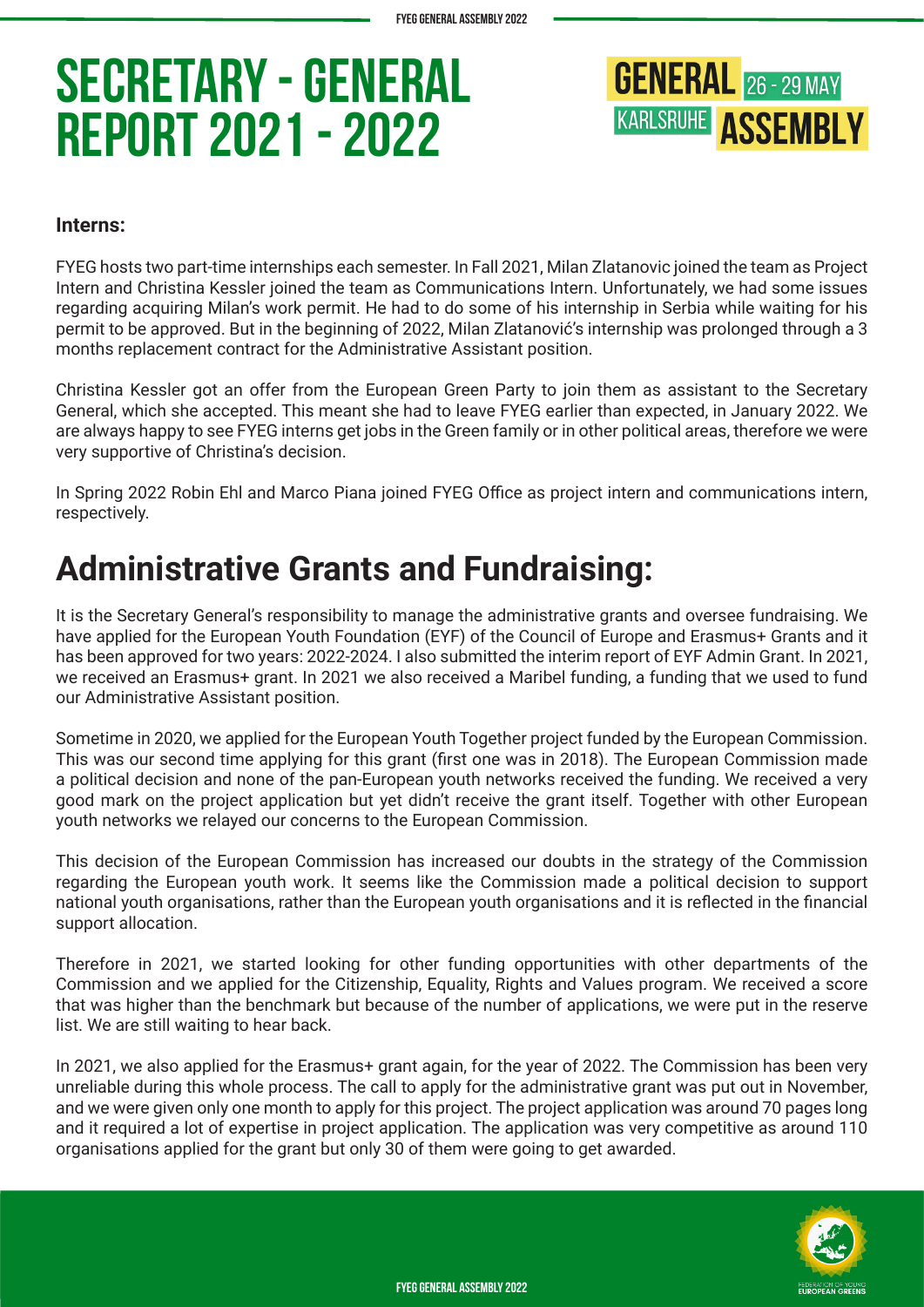# SECRETARY - GENERAL REPORT 2021 - 2022

GENERAL 26 - 29 MAY KARLSRUHE ASSEMBLY

**Interns:**

FYEG hosts two part-time internships each semester. In Fall 2021, Milan Zlatanovic joined the team as Project Intern and Christina Kessler joined the team as Communications Intern. Unfortunately, we had some issues regarding acquiring Milan's work permit. He had to do some of his internship in Serbia while waiting for his permit to be approved. But in the beginning of 2022, Milan Zlatanović's internship was prolonged through a 3 months replacement contract for the Administrative Assistant position.

Christina Kessler got an offer from the European Green Party to join them as assistant to the Secretary General, which she accepted. This meant she had to leave FYEG earlier than expected, in January 2022. We are always happy to see FYEG interns get jobs in the Green family or in other political areas, therefore we were very supportive of Christina's decision.

In Spring 2022 Robin Ehl and Marco Piana joined FYEG Office as project intern and communications intern, respectively.

## Administrative Grants and Fundraising:

It is the Secretary General's responsibility to manage the administrative grants and oversee fundraising. We have applied for the European Youth Foundation (EYF) of the Council of Europe and Erasmus+ Grants and it has been approved for two years: 2022-2024. I also submitted the interim report of EYF Admin Grant. In 2021, we received an Erasmus+ grant. In 2021 we also received a Maribel funding, a funding that we used to fund our Administrative Assistant position.

Sometime in 2020, we applied for the European Youth Together project funded by the European Commission. This was our second time applying for this grant (first one was in 2018). The European Commission made a political decision and none of the pan-European youth networks received the funding. We received a very good mark on the project application but yet didn't receive the grant itself. Together with other European youth networks we relayed our concerns to the European Commission.

This decision of the European Commission has increased our doubts in the strategy of the Commission regarding the European youth work. It seems like the Commission made a political decision to support national youth organisations, rather than the European youth organisations and it is reflected in the financial support allocation.

Therefore in 2021, we started looking for other funding opportunities with other departments of the Commission and we applied for the Citizenship, Equality, Rights and Values program. We received a score that was higher than the benchmark but because of the number of applications, we were put in the reserve list. We are still waiting to hear back.

In 2021, we also applied for the Erasmus+ grant again, for the year of 2022. The Commission has been very unreliable during this whole process. The call to apply for the administrative grant was put out in November, and we were given only one month to apply for this project. The project application was around 70 pages long and it required a lot of expertise in project application. The application was very competitive as around 110 organisations applied for the grant but only 30 of them were going to get awarded.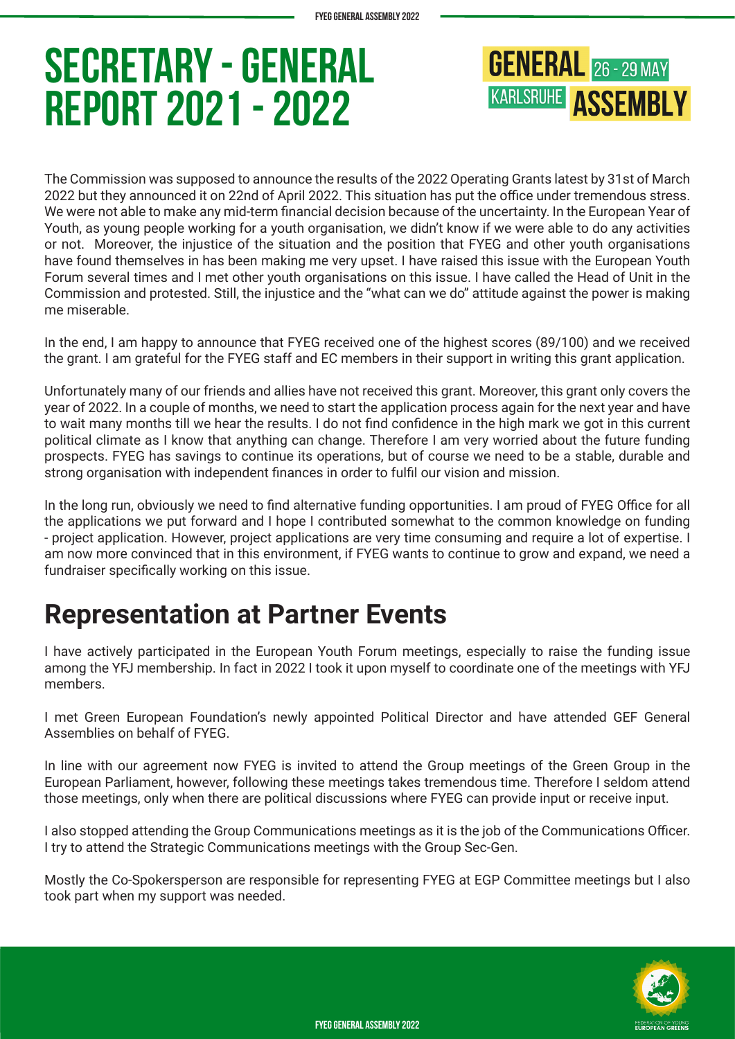# SECRETARY - GENERAL REPORT 2021 - 2022

GENERAL 26 - 29 MAY KARLSRUHE ASSEMBLY

The Commission was supposed to announce the results of the 2022 Operating Grants latest by 31st of March 2022 but they announced it on 22nd of April 2022. This situation has put the office under tremendous stress. We were not able to make any mid-term financial decision because of the uncertainty. In the European Year of Youth, as young people working for a youth organisation, we didn't know if we were able to do any activities or not. Moreover, the injustice of the situation and the position that FYEG and other youth organisations have found themselves in has been making me very upset. I have raised this issue with the European Youth Forum several times and I met other youth organisations on this issue. I have called the Head of Unit in the Commission and protested. Still, the injustice and the "what can we do" attitude against the power is making me miserable.

In the end, I am happy to announce that FYEG received one of the highest scores (89/100) and we received the grant. I am grateful for the FYEG staff and EC members in their support in writing this grant application.

Unfortunately many of our friends and allies have not received this grant. Moreover, this grant only covers the year of 2022. In a couple of months, we need to start the application process again for the next year and have to wait many months till we hear the results. I do not find confidence in the high mark we got in this current political climate as I know that anything can change. Therefore I am very worried about the future funding prospects. FYEG has savings to continue its operations, but of course we need to be a stable, durable and strong organisation with independent finances in order to fulfil our vision and mission.

In the long run, obviously we need to find alternative funding opportunities. I am proud of FYEG Office for all the applications we put forward and I hope I contributed somewhat to the common knowledge on funding - project application. However, project applications are very time consuming and require a lot of expertise. I am now more convinced that in this environment, if FYEG wants to continue to grow and expand, we need a fundraiser specifically working on this issue.

## Representation at Partner Events

I have actively participated in the European Youth Forum meetings, especially to raise the funding issue among the YFJ membership. In fact in 2022 I took it upon myself to coordinate one of the meetings with YFJ members.

I met Green European Foundation's newly appointed Political Director and have attended GEF General Assemblies on behalf of FYEG.

In line with our agreement now FYEG is invited to attend the Group meetings of the Green Group in the European Parliament, however, following these meetings takes tremendous time. Therefore I seldom attend those meetings, only when there are political discussions where FYEG can provide input or receive input.

I also stopped attending the Group Communications meetings as it is the job of the Communications Officer. I try to attend the Strategic Communications meetings with the Group Sec-Gen.

Mostly the Co-Spokersperson are responsible for representing FYEG at EGP Committee meetings but I also took part when my support was needed.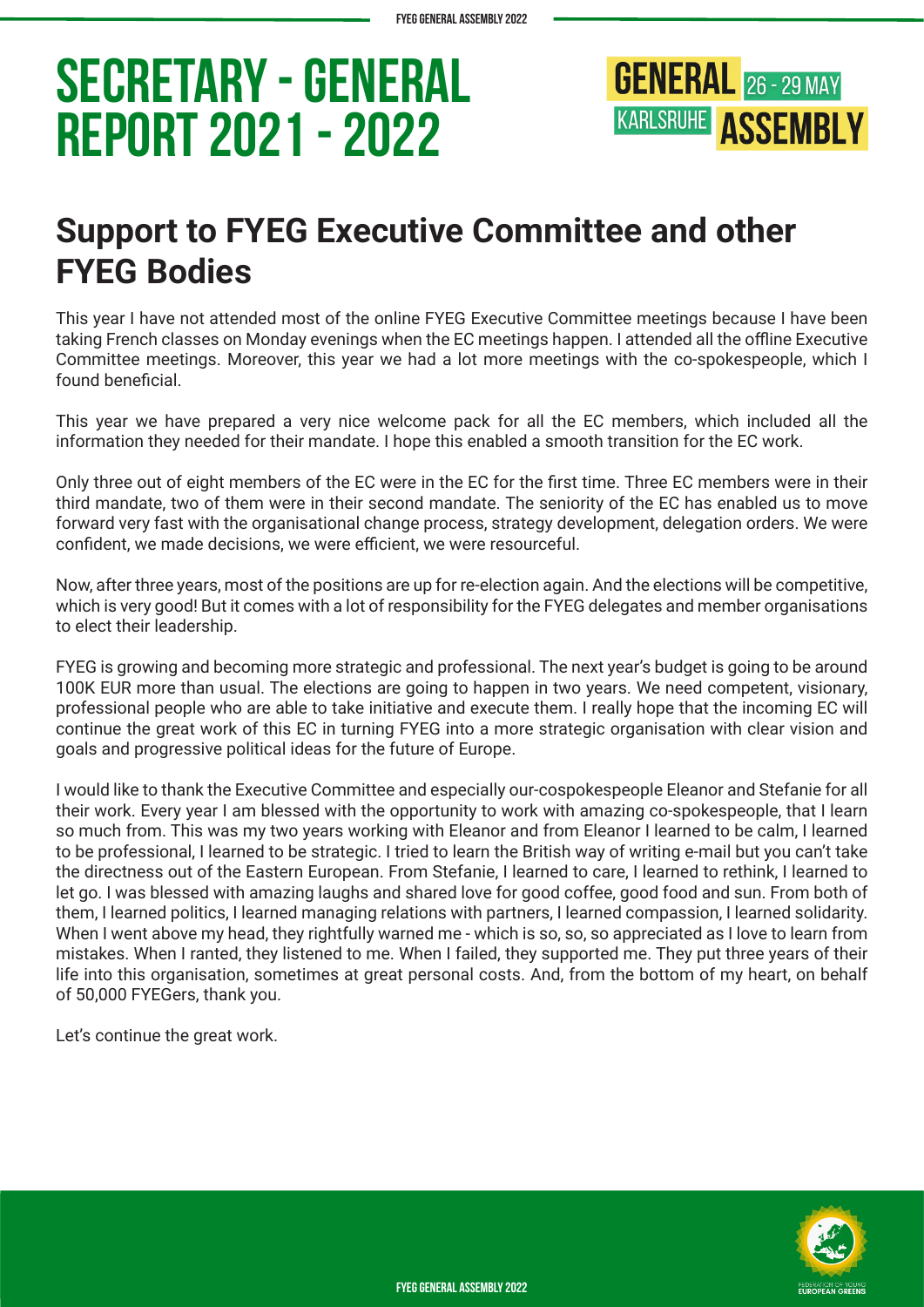# SECRETARY - GENERAL REPORT 2021 - 2022

GENERAL 26 - 29 MAY KARLSRUHE ASSEMBLY

## Support to FYEG Executive Committee and other FYEG Bodies

This year I have not attended most of the online FYEG Executive Committee meetings because I have been taking French classes on Monday evenings when the EC meetings happen. I attended all the offline Executive Committee meetings. Moreover, this year we had a lot more meetings with the co-spokespeople, which I found beneficial.

This year we have prepared a very nice welcome pack for all the EC members, which included all the information they needed for their mandate. I hope this enabled a smooth transition for the EC work.

Only three out of eight members of the EC were in the EC for the first time. Three EC members were in their third mandate, two of them were in their second mandate. The seniority of the EC has enabled us to move forward very fast with the organisational change process, strategy development, delegation orders. We were confident, we made decisions, we were efficient, we were resourceful.

Now, after three years, most of the positions are up for re-election again. And the elections will be competitive, which is very good! But it comes with a lot of responsibility for the FYEG delegates and member organisations to elect their leadership.

FYEG is growing and becoming more strategic and professional. The next year's budget is going to be around 100K EUR more than usual. The elections are going to happen in two years. We need competent, visionary, professional people who are able to take initiative and execute them. I really hope that the incoming EC will continue the great work of this EC in turning FYEG into a more strategic organisation with clear vision and goals and progressive political ideas for the future of Europe.

I would like to thank the Executive Committee and especially our-cospokespeople Eleanor and Stefanie for all their work. Every year I am blessed with the opportunity to work with amazing co-spokespeople, that I learn so much from. This was my two years working with Eleanor and from Eleanor I learned to be calm, I learned to be professional, I learned to be strategic. I tried to learn the British way of writing e-mail but you can't take the directness out of the Eastern European. From Stefanie, I learned to care, I learned to rethink, I learned to let go. I was blessed with amazing laughs and shared love for good coffee, good food and sun. From both of them, I learned politics, I learned managing relations with partners, I learned compassion, I learned solidarity. When I went above my head, they rightfully warned me - which is so, so, so appreciated as I love to learn from mistakes. When I ranted, they listened to me. When I failed, they supported me. They put three years of their life into this organisation, sometimes at great personal costs. And, from the bottom of my heart, on behalf of 50,000 FYEGers, thank you.

Let's continue the great work.